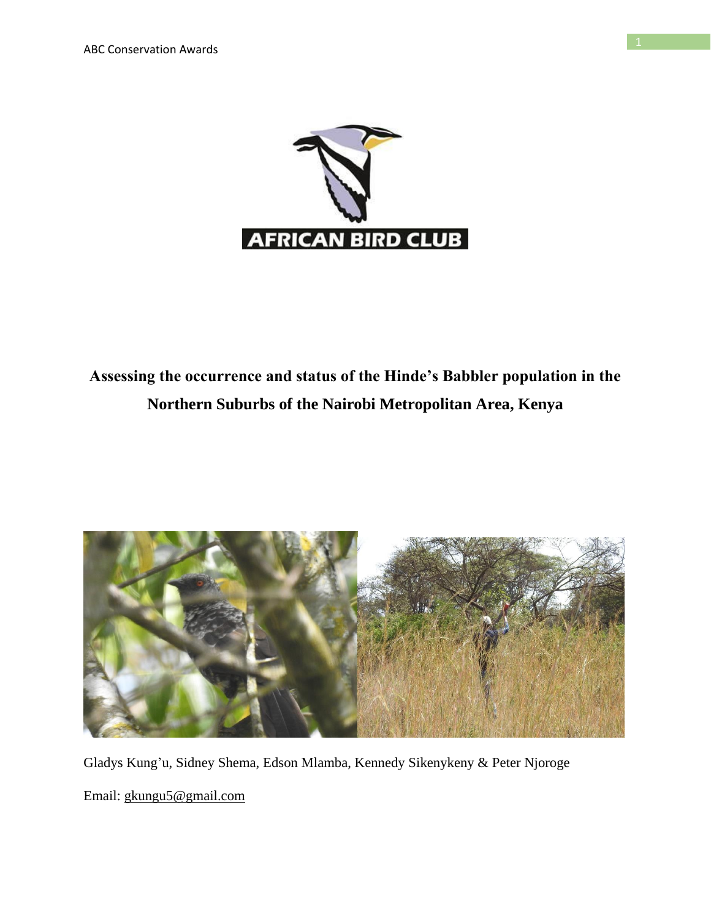# Assessing the occurrence and status of the Hinde's Babbler population in the Northern Suburbs of the Nairobi Metropolitan Area, Kenya

Gladys Kung'u, Sidney Shema, Edson Mlamba, Kennedy Sikenykeny & Peter Njoroge

Email: gkungu5@gmail.com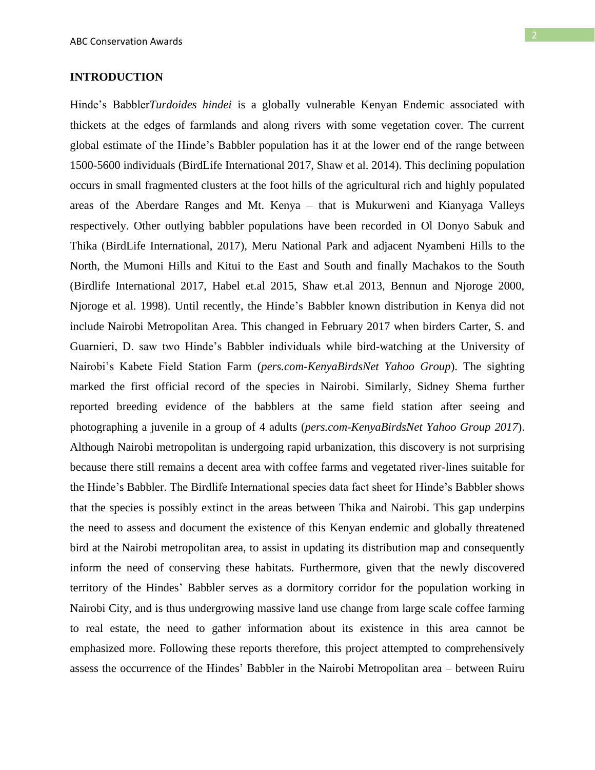## INTRODUCTION

Hinde's Babbler*Turdoides hindei* is a globally vulnerable Kenyan Endemic associated with thickets at the edges of farmlands and along rivers with some vegetation cover. The current global estimate of the Hinde's Babbler population has it at the lower end of the range between 1500-5600 individuals (BirdLife International 2017, Shaw et al. 2014). This declining population occurs in small fragmented clusters at the foot hills of the agricultural rich and highly populated areas of the Aberdare Ranges and Mt. Kenya – that is Mukurweni and Kianyaga Valleys respectively. Other outlying babbler populations have been recorded in Ol Donyo Sabuk and Thika (BirdLife International, 2017), Meru National Park and adjacent Nyambeni Hills to the North, the Mumoni Hills and Kitui to the East and South and finally Machakos to the South (Birdlife International 2017, Habel et.al 2015, Shaw et.al 2013, Bennun and Njoroge 2000, Njoroge et al. 1998). Until recently, the Hinde's Babbler known distribution in Kenya did not include Nairobi Metropolitan Area. This changed in February 2017 when birders Carter, S. and Guarnieri, D. saw two Hinde's Babbler individuals while bird-watching at the University of Nairobi's Kabete Field Station Farm (*pers.com-KenyaBirdsNet Yahoo Group*). The sighting marked the first official record of the species in Nairobi. Similarly, Sidney Shema further reported breeding evidence of the babblers at the same field station after seeing and photographing a juvenile in a group of 4 adults (*pers.com-KenyaBirdsNet Yahoo Group 2017*). Although Nairobi metropolitan is undergoing rapid urbanization, this discovery is not surprising because there still remains a decent area with coffee farms and vegetated river-lines suitable for the Hinde's Babbler. The Birdlife International species data fact sheet for Hinde's Babbler shows that the species is possibly extinct in the areas between Thika and Nairobi. This gap underpins the need to assess and document the existence of this Kenyan endemic and globally threatened bird at the Nairobi metropolitan area, to assist in updating its distribution map and consequently inform the need of conserving these habitats. Furthermore, given that the newly discovered territory of the Hindes' Babbler serves as a dormitory corridor for the population working in Nairobi City, and is thus undergrowing massive land use change from large scale coffee farming to real estate, the need to gather information about its existence in this area cannot be emphasized more. Following these reports therefore, this project attempted to comprehensively assess the occurrence of the Hindes' Babbler in the Nairobi Metropolitan area – between Ruiru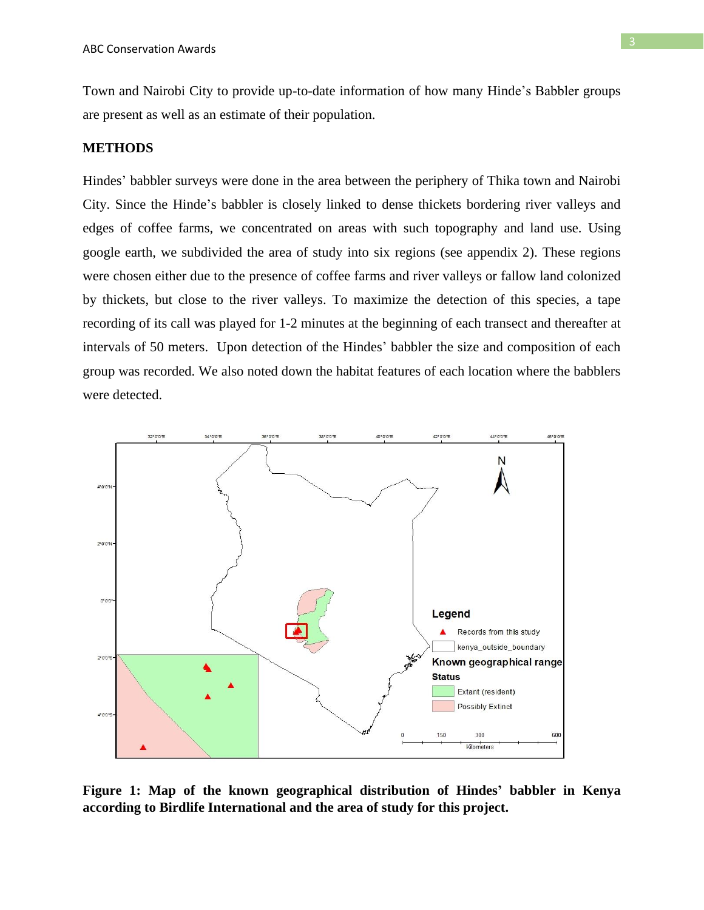Town and Nairobi City to provide up-to-date information of how many Hinde's Babbler groups are present as well as an estimate of their population.

**METHODS**

Hindes' babbler surveys were done in the area between the periphery of Thika town and Nairobi City. Since the Hinde's babbler is closely linked to dense thickets bordering river valleys and edges of coffee farms, we concentrated on areas with such topography and land use. Using google earth, we subdivided the area of study into six regions (see appendix 2). These regions were chosen either due to the presence of coffee farms and river valleys or fallow land colonized by thickets, but close to the river valleys. To maximize the detection of this species, a tape recording of its call was played for 1-2 minutes at the beginning of each transect and thereafter at intervals of 50 meters. Upon detection of the Hindes' babbler the size and composition of each group was recorded. We also noted down the habitat features of each location where the babblers were detected.

**Figure 1: Map of the known geographical distribution of Hindes' babbler in Kenya according to Birdlife International and the area of study for this project.**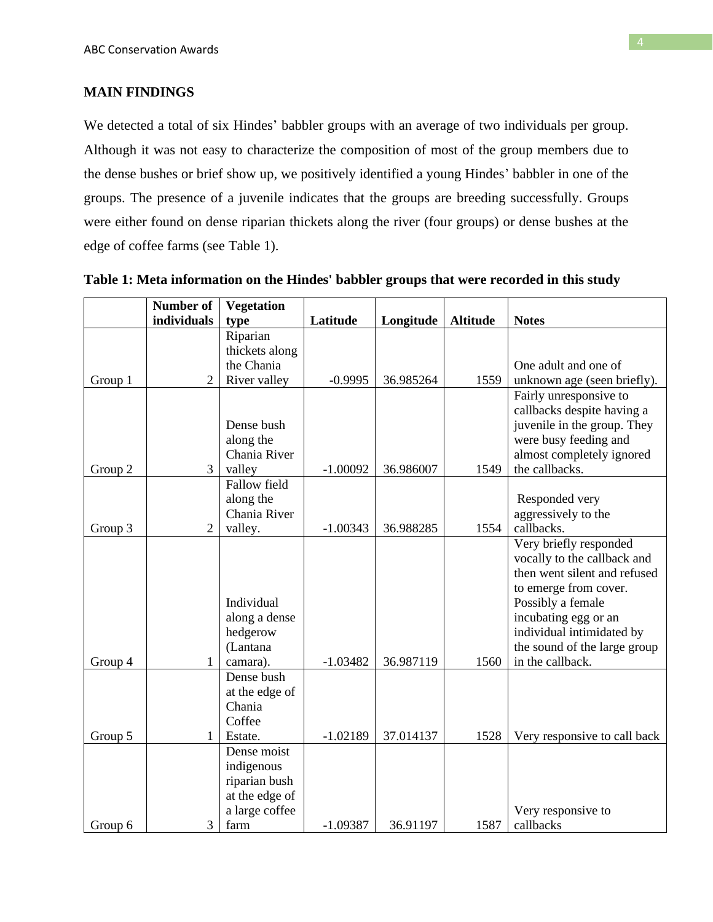## MAIN FINDINGS

We detected a total of six Hindes' babbler groups with an average of two individuals per group. Although it was not easy to characterize the composition of most of the group members due to the dense bushes or brief show up, we positively identified a young Hindes' babbler in one of the groups. The presence of a juvenile indicates that the groups are breeding successfully. Groups were either found on dense riparian thickets along the river (four groups) or dense bushes at the edge of coffee farms (see Table 1).

**Table 1: Meta information on the Hindes' babbler groups that were recorded in this study**

| | Number of individuals | Vegetation type | Latitude | Longitude | Altitude | Notes |
|---|---|---|---|---|---|---|
| Group 1 | 2 | Riparian thickets along the Chania River valley | -0.9995 | 36.985264 | 1559 | One adult and one of unknown age (seen briefly). |
| Group 2 | 3 | Dense bush along the Chania River valley | -1.00092 | 36.986007 | 1549 | Fairly unresponsive to callbacks despite having a juvenile in the group. They were busy feeding and almost completely ignored the callbacks. |
| Group 3 | 2 | Fallow field along the Chania River valley. | -1.00343 | 36.988285 | 1554 | Responded very aggressively to the callbacks. |
| Group 4 | 1 | Individual along a dense hedgerow (Lantana camara). | -1.03482 | 36.987119 | 1560 | Very briefly responded vocally to the callback and then went silent and refused to emerge from cover. Possibly a female incubating egg or an individual intimidated by the sound of the large group in the callback. |
| Group 5 | 1 | Dense bush at the edge of Chania Coffee Estate. | -1.02189 | 37.014137 | 1528 | Very responsive to call back |
| Group 6 | 3 | Dense moist indigenous riparian bush at the edge of a large coffee farm | -1.09387 | 36.91197 | 1587 | Very responsive to callbacks |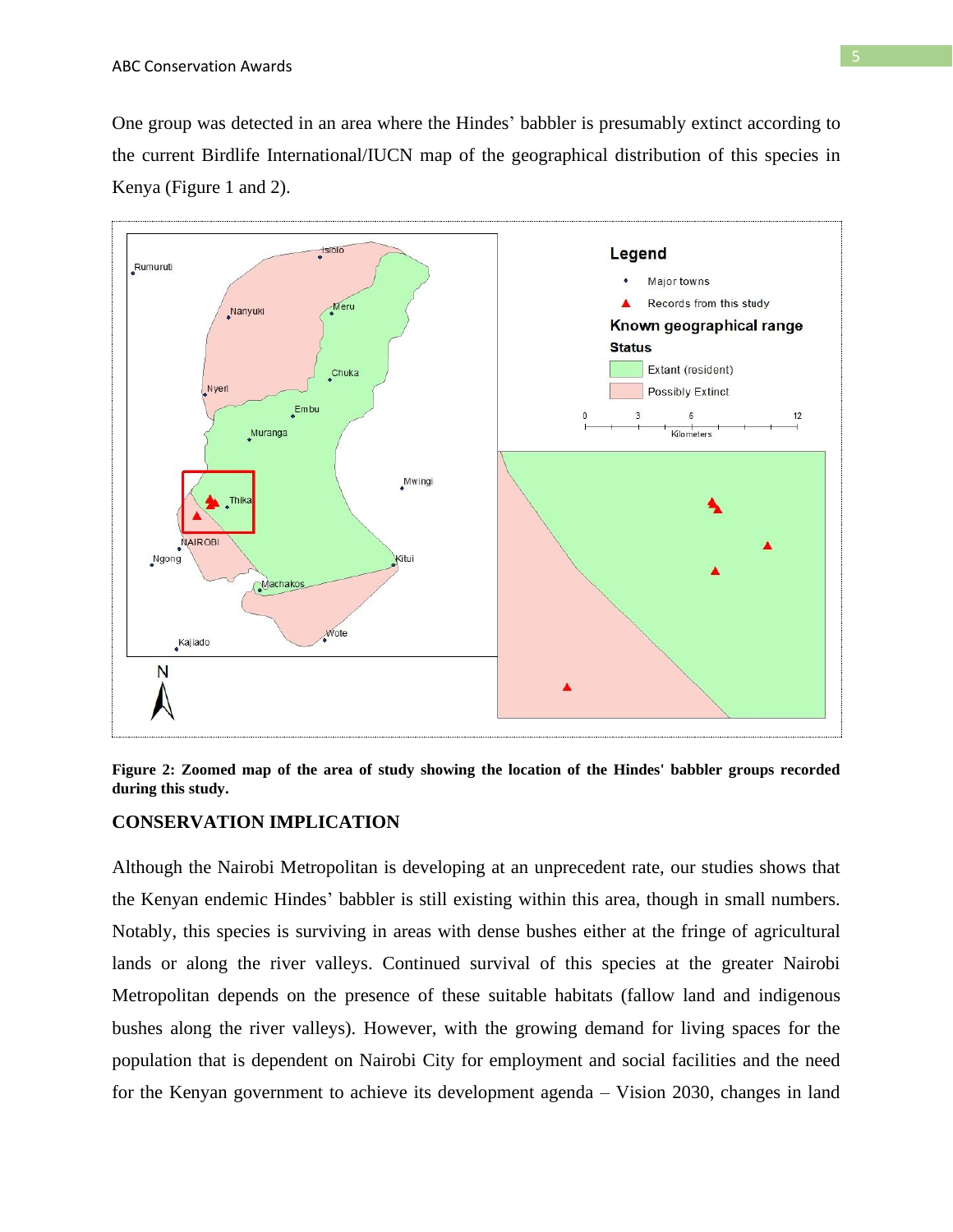One group was detected in an area where the Hindes' babbler is presumably extinct according to the current Birdlife International/IUCN map of the geographical distribution of this species in Kenya (Figure 1 and 2).

**Figure 2: Zoomed map of the area of study showing the location of the Hindes' babbler groups recorded during this study.**

## CONSERVATION IMPLICATION

Although the Nairobi Metropolitan is developing at an unprecedent rate, our studies shows that the Kenyan endemic Hindes' babbler is still existing within this area, though in small numbers. Notably, this species is surviving in areas with dense bushes either at the fringe of agricultural lands or along the river valleys. Continued survival of this species at the greater Nairobi Metropolitan depends on the presence of these suitable habitats (fallow land and indigenous bushes along the river valleys). However, with the growing demand for living spaces for the population that is dependent on Nairobi City for employment and social facilities and the need for the Kenyan government to achieve its development agenda – Vision 2030, changes in land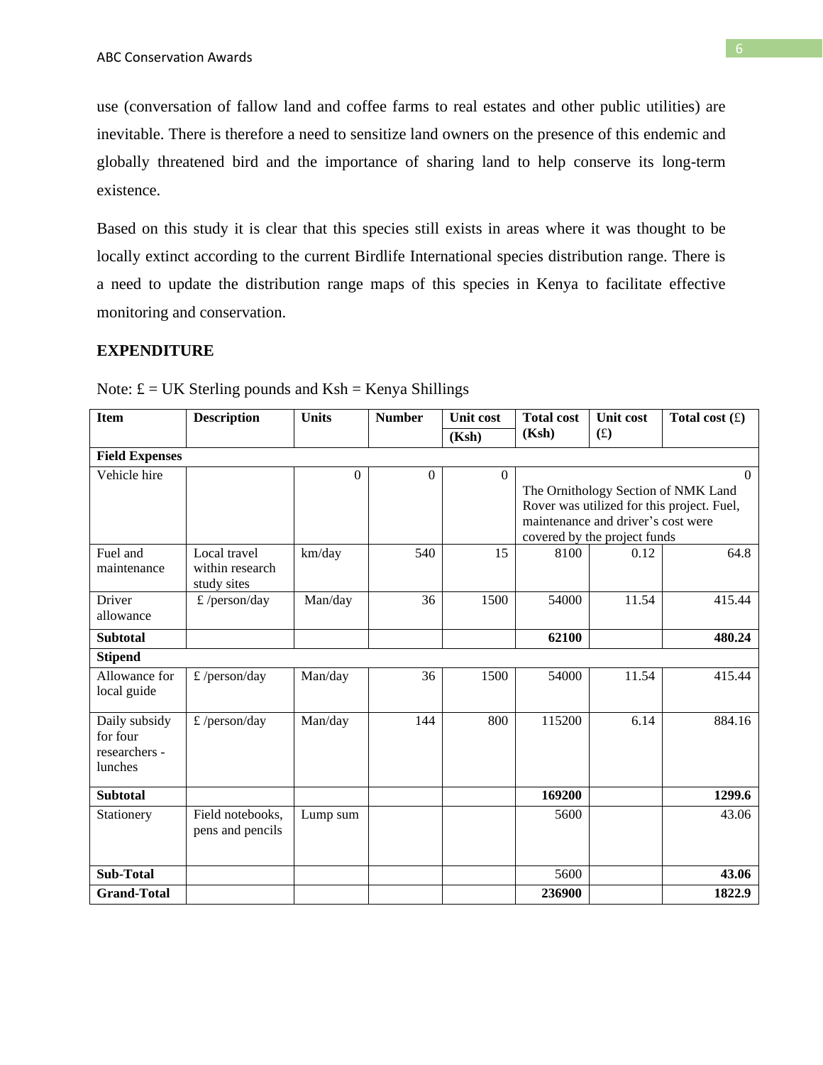use (conversation of fallow land and coffee farms to real estates and other public utilities) are inevitable. There is therefore a need to sensitize land owners on the presence of this endemic and globally threatened bird and the importance of sharing land to help conserve its long-term existence.

Based on this study it is clear that this species still exists in areas where it was thought to be locally extinct according to the current Birdlife International species distribution range. There is a need to update the distribution range maps of this species in Kenya to facilitate effective monitoring and conservation.

## EXPENDITURE

Note: £ = UK Sterling pounds and Ksh = Kenya Shillings

| Item | Description | Units | Number | Unit cost (Ksh) | Total cost (Ksh) | Unit cost (£) | Total cost (£) |
|---|---|---|---|---|---|---|---|
| **Field Expenses** | | | | | | | |
| Vehicle hire | | 0 | 0 | 0 | The Ornithology Section of NMK Land Rover was utilized for this project. Fuel, maintenance and driver's cost were covered by the project funds | | 0 |
| Fuel and maintenance | Local travel within research study sites | km/day | 540 | 15 | 8100 | 0.12 | 64.8 |
| Driver allowance | £ /person/day | Man/day | 36 | 1500 | 54000 | 11.54 | 415.44 |
| **Subtotal** | | | | | **62100** | | **480.24** |
| **Stipend** | | | | | | | |
| Allowance for local guide | £ /person/day | Man/day | 36 | 1500 | 54000 | 11.54 | 415.44 |
| Daily subsidy for four researchers - lunches | £ /person/day | Man/day | 144 | 800 | 115200 | 6.14 | 884.16 |
| **Subtotal** | | | | | **169200** | | **1299.6** |
| Stationery | Field notebooks, pens and pencils | Lump sum | | | 5600 | | 43.06 |
| **Sub-Total** | | | | | 5600 | | **43.06** |
| **Grand-Total** | | | | | **236900** | | **1822.9** |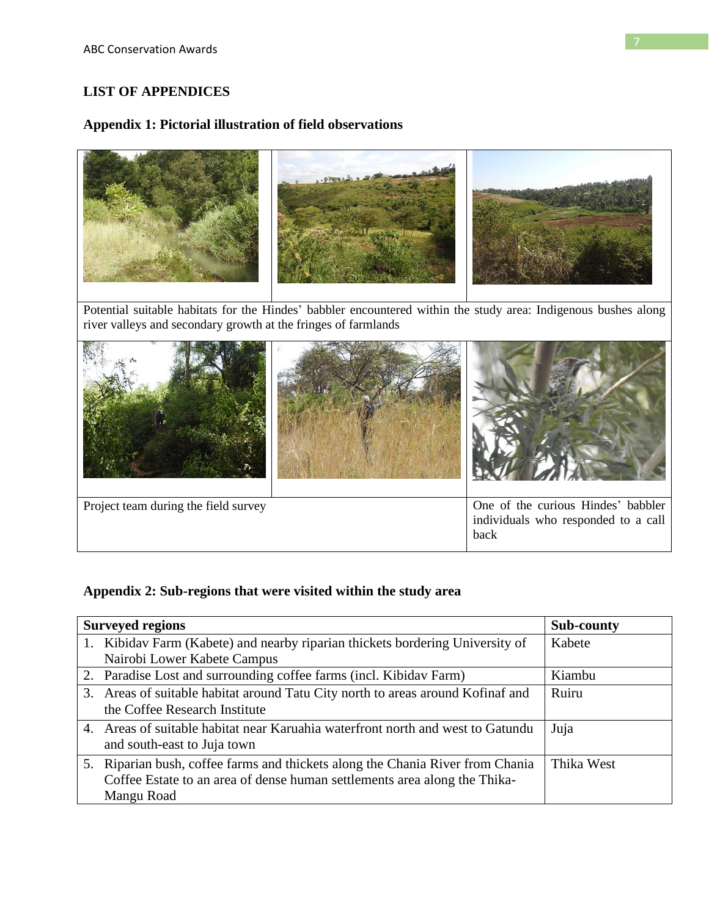## LIST OF APPENDICES

### Appendix 1: Pictorial illustration of field observations

Potential suitable habitats for the Hindes' babbler encountered within the study area: Indigenous bushes along river valleys and secondary growth at the fringes of farmlands

Project team during the field survey

One of the curious Hindes' babbler individuals who responded to a call back

### Appendix 2: Sub-regions that were visited within the study area

| Surveyed regions | Sub-county |
|---|---|
| 1. Kibidav Farm (Kabete) and nearby riparian thickets bordering University of Nairobi Lower Kabete Campus | Kabete |
| 2. Paradise Lost and surrounding coffee farms (incl. Kibidav Farm) | Kiambu |
| 3. Areas of suitable habitat around Tatu City north to areas around Kofinaf and the Coffee Research Institute | Ruiru |
| 4. Areas of suitable habitat near Karuahia waterfront north and west to Gatundu and south-east to Juja town | Juja |
| 5. Riparian bush, coffee farms and thickets along the Chania River from Chania Coffee Estate to an area of dense human settlements area along the Thika-Mangu Road | Thika West |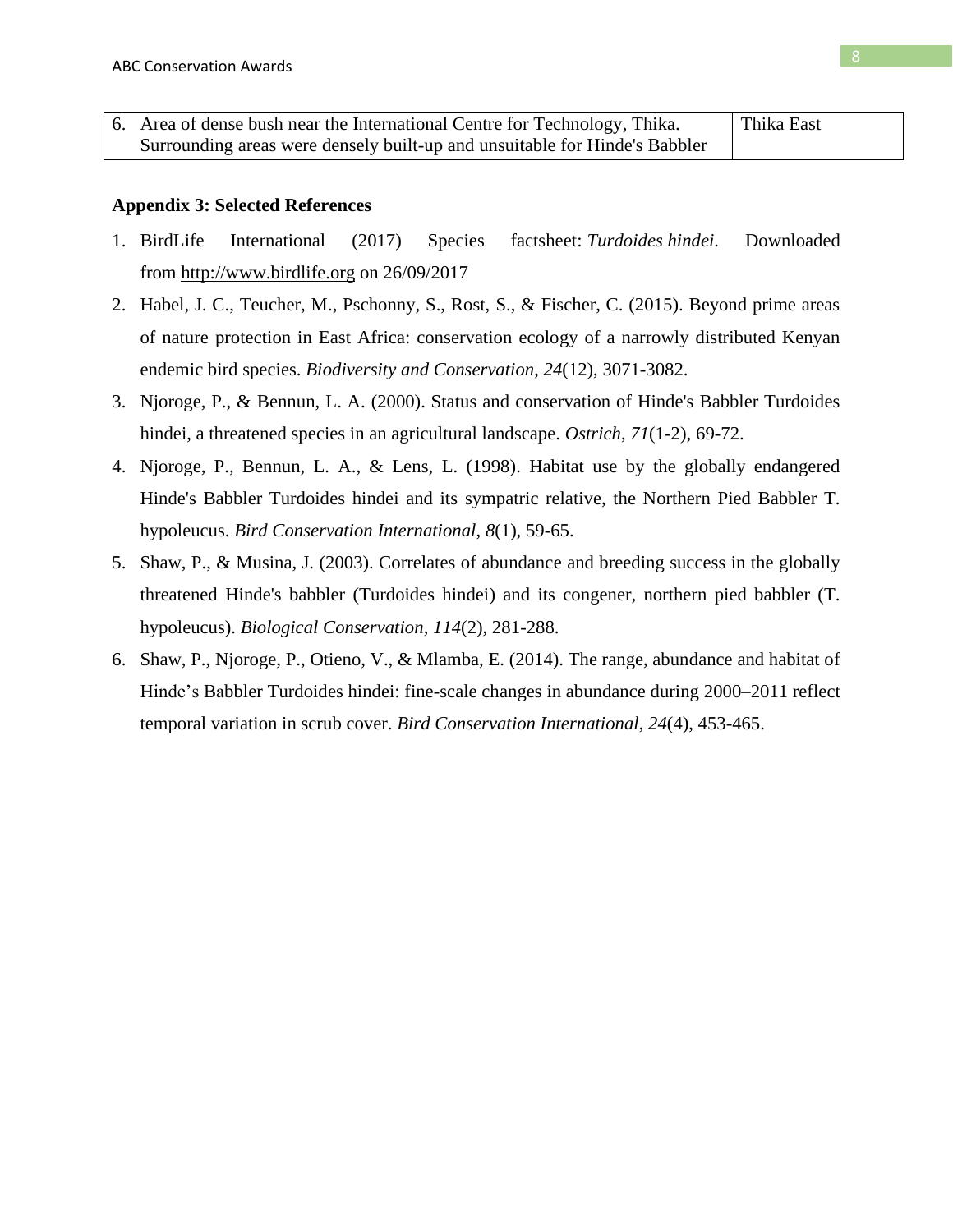| | |
|---|---|
| 6. Area of dense bush near the International Centre for Technology, Thika. Surrounding areas were densely built-up and unsuitable for Hinde's Babbler | Thika East |

**Appendix 3: Selected References**

1. BirdLife International (2017) Species factsheet: *Turdoides hindei*. Downloaded from http://www.birdlife.org on 26/09/2017
2. Habel, J. C., Teucher, M., Pschonny, S., Rost, S., & Fischer, C. (2015). Beyond prime areas of nature protection in East Africa: conservation ecology of a narrowly distributed Kenyan endemic bird species. *Biodiversity and Conservation*, *24*(12), 3071-3082.
3. Njoroge, P., & Bennun, L. A. (2000). Status and conservation of Hinde's Babbler Turdoides hindei, a threatened species in an agricultural landscape. *Ostrich*, *71*(1-2), 69-72.
4. Njoroge, P., Bennun, L. A., & Lens, L. (1998). Habitat use by the globally endangered Hinde's Babbler Turdoides hindei and its sympatric relative, the Northern Pied Babbler T. hypoleucus. *Bird Conservation International*, *8*(1), 59-65.
5. Shaw, P., & Musina, J. (2003). Correlates of abundance and breeding success in the globally threatened Hinde's babbler (Turdoides hindei) and its congener, northern pied babbler (T. hypoleucus). *Biological Conservation*, *114*(2), 281-288.
6. Shaw, P., Njoroge, P., Otieno, V., & Mlamba, E. (2014). The range, abundance and habitat of Hinde's Babbler Turdoides hindei: fine-scale changes in abundance during 2000–2011 reflect temporal variation in scrub cover. *Bird Conservation International*, *24*(4), 453-465.